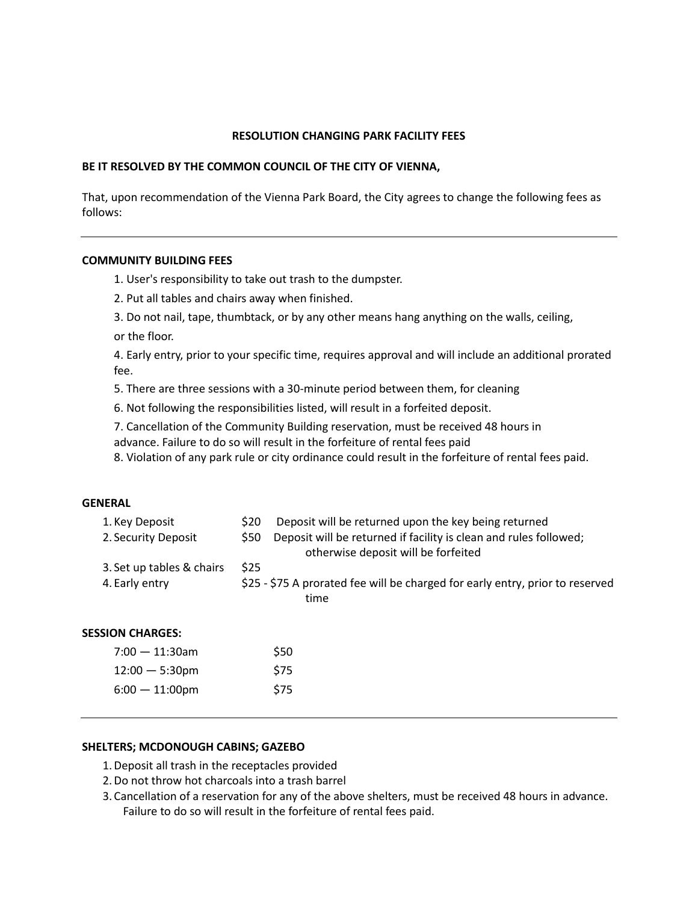**RESOLUTION CHANGING PARK FACILITY FEES**

**BE IT RESOLVED BY THE COMMON COUNCIL OF THE CITY OF VIENNA,**

That, upon recommendation of the Vienna Park Board, the City agrees to change the following fees as follows:

---

**COMMUNITY BUILDING FEES**

1. User's responsibility to take out trash to the dumpster.
2. Put all tables and chairs away when finished.
3. Do not nail, tape, thumbtack, or by any other means hang anything on the walls, ceiling, or the floor.
4. Early entry, prior to your specific time, requires approval and will include an additional prorated fee.
5. There are three sessions with a 30-minute period between them, for cleaning
6. Not following the responsibilities listed, will result in a forfeited deposit.
7. Cancellation of the Community Building reservation, must be received 48 hours in advance. Failure to do so will result in the forfeiture of rental fees paid
8. Violation of any park rule or city ordinance could result in the forfeiture of rental fees paid.

**GENERAL**

| | | |
|---|---|---|
| 1. Key Deposit | $20 | Deposit will be returned upon the key being returned |
| 2. Security Deposit | $50 | Deposit will be returned if facility is clean and rules followed; otherwise deposit will be forfeited |
| 3. Set up tables & chairs | $25 | |
| 4. Early entry | $25 - $75 | A prorated fee will be charged for early entry, prior to reserved time |

**SESSION CHARGES:**

| | |
|---|---|
| 7:00 — 11:30am | $50 |
| 12:00 — 5:30pm | $75 |
| 6:00 — 11:00pm | $75 |

---

**SHELTERS; MCDONOUGH CABINS; GAZEBO**

1. Deposit all trash in the receptacles provided
2. Do not throw hot charcoals into a trash barrel
3. Cancellation of a reservation for any of the above shelters, must be received 48 hours in advance. Failure to do so will result in the forfeiture of rental fees paid.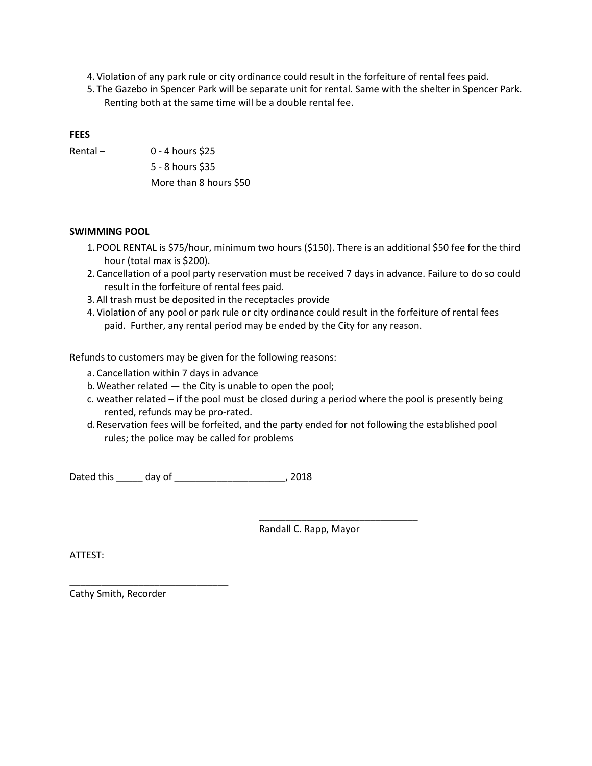4. Violation of any park rule or city ordinance could result in the forfeiture of rental fees paid.
5. The Gazebo in Spencer Park will be separate unit for rental. Same with the shelter in Spencer Park. Renting both at the same time will be a double rental fee.

**FEES**

| | |
|---|---|
| Rental – | 0 - 4 hours $25 |
| | 5 - 8 hours $35 |
| | More than 8 hours $50 |

---

**SWIMMING POOL**

1. POOL RENTAL is $75/hour, minimum two hours ($150). There is an additional $50 fee for the third hour (total max is $200).
2. Cancellation of a pool party reservation must be received 7 days in advance. Failure to do so could result in the forfeiture of rental fees paid.
3. All trash must be deposited in the receptacles provide
4. Violation of any pool or park rule or city ordinance could result in the forfeiture of rental fees paid. Further, any rental period may be ended by the City for any reason.

Refunds to customers may be given for the following reasons:

a. Cancellation within 7 days in advance
b. Weather related — the City is unable to open the pool;
c. weather related – if the pool must be closed during a period where the pool is presently being rented, refunds may be pro-rated.
d. Reservation fees will be forfeited, and the party ended for not following the established pool rules; the police may be called for problems

Dated this _____ day of _____________________, 2018

______________________________
Randall C. Rapp, Mayor

ATTEST:

______________________________
Cathy Smith, Recorder